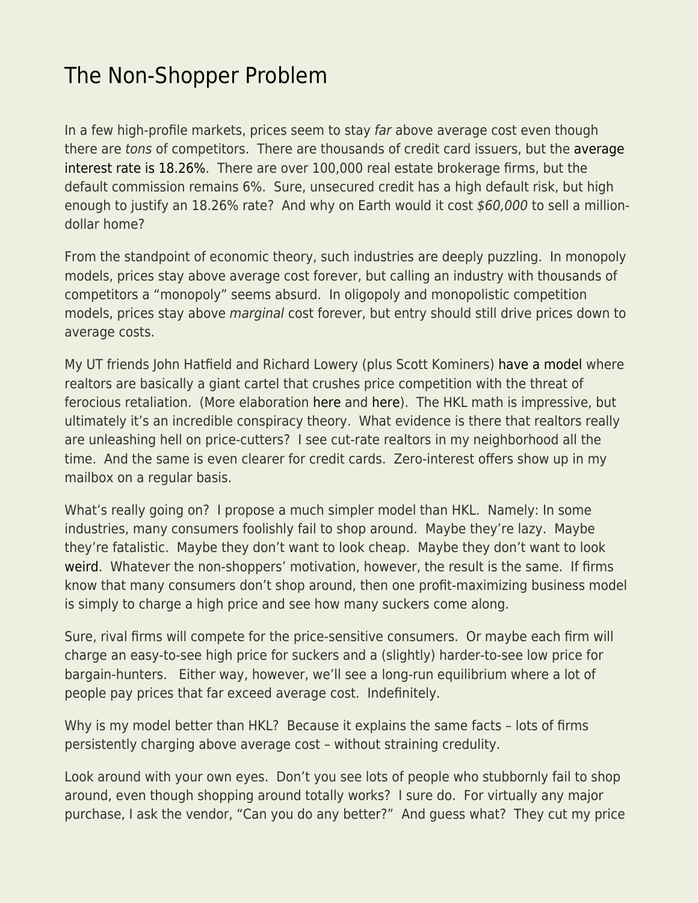# The Non-Shopper Problem

In a few high-profile markets, prices seem to stay *far* above average cost even though there are *tons* of competitors. There are thousands of credit card issuers, but the average interest rate is 18.26%. There are over 100,000 real estate brokerage firms, but the default commission remains 6%. Sure, unsecured credit has a high default risk, but high enough to justify an 18.26% rate? And why on Earth would it cost *$60,000* to sell a million-dollar home?

From the standpoint of economic theory, such industries are deeply puzzling. In monopoly models, prices stay above average cost forever, but calling an industry with thousands of competitors a "monopoly" seems absurd. In oligopoly and monopolistic competition models, prices stay above *marginal* cost forever, but entry should still drive prices down to average costs.

My UT friends John Hatfield and Richard Lowery (plus Scott Kominers) have a model where realtors are basically a giant cartel that crushes price competition with the threat of ferocious retaliation. (More elaboration here and here). The HKL math is impressive, but ultimately it's an incredible conspiracy theory. What evidence is there that realtors really are unleashing hell on price-cutters? I see cut-rate realtors in my neighborhood all the time. And the same is even clearer for credit cards. Zero-interest offers show up in my mailbox on a regular basis.

What's really going on? I propose a much simpler model than HKL. Namely: In some industries, many consumers foolishly fail to shop around. Maybe they're lazy. Maybe they're fatalistic. Maybe they don't want to look cheap. Maybe they don't want to look weird. Whatever the non-shoppers' motivation, however, the result is the same. If firms know that many consumers don't shop around, then one profit-maximizing business model is simply to charge a high price and see how many suckers come along.

Sure, rival firms will compete for the price-sensitive consumers. Or maybe each firm will charge an easy-to-see high price for suckers and a (slightly) harder-to-see low price for bargain-hunters. Either way, however, we'll see a long-run equilibrium where a lot of people pay prices that far exceed average cost. Indefinitely.

Why is my model better than HKL? Because it explains the same facts – lots of firms persistently charging above average cost – without straining credulity.

Look around with your own eyes. Don't you see lots of people who stubbornly fail to shop around, even though shopping around totally works? I sure do. For virtually any major purchase, I ask the vendor, "Can you do any better?" And guess what? They cut my price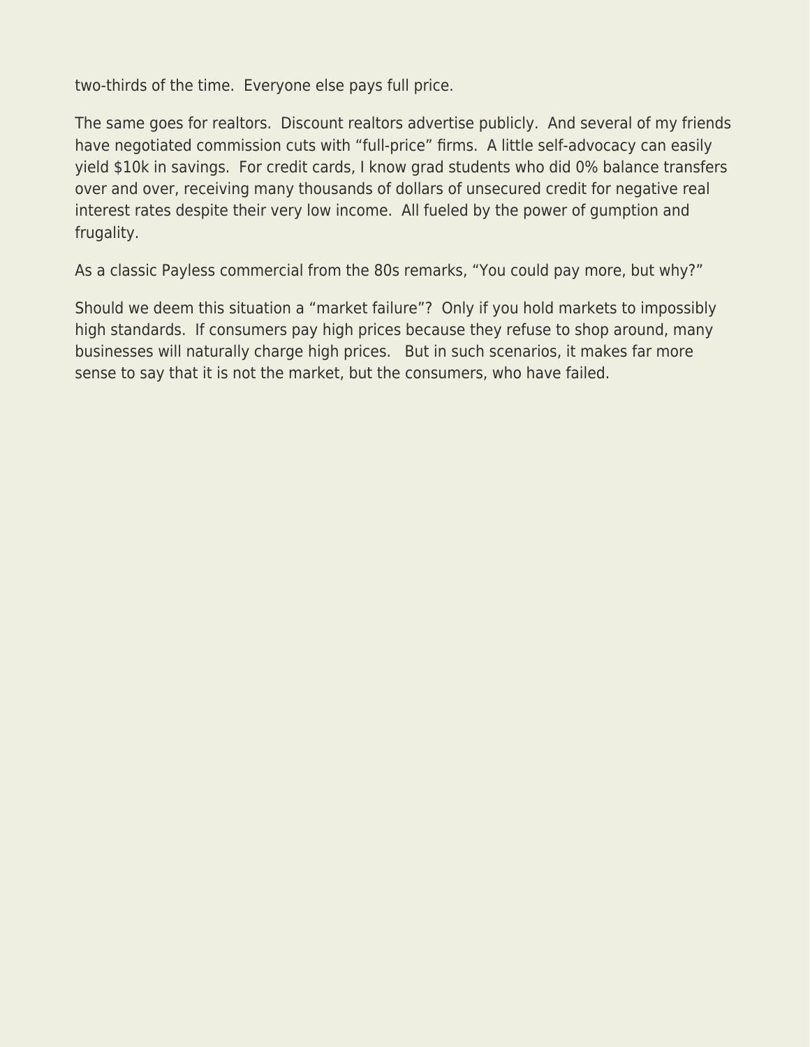two-thirds of the time.  Everyone else pays full price.

The same goes for realtors.  Discount realtors advertise publicly.  And several of my friends have negotiated commission cuts with "full-price" firms.  A little self-advocacy can easily yield $10k in savings.  For credit cards, I know grad students who did 0% balance transfers over and over, receiving many thousands of dollars of unsecured credit for negative real interest rates despite their very low income.  All fueled by the power of gumption and frugality.

As a classic Payless commercial from the 80s remarks, "You could pay more, but why?"

Should we deem this situation a "market failure"?  Only if you hold markets to impossibly high standards.  If consumers pay high prices because they refuse to shop around, many businesses will naturally charge high prices.   But in such scenarios, it makes far more sense to say that it is not the market, but the consumers, who have failed.